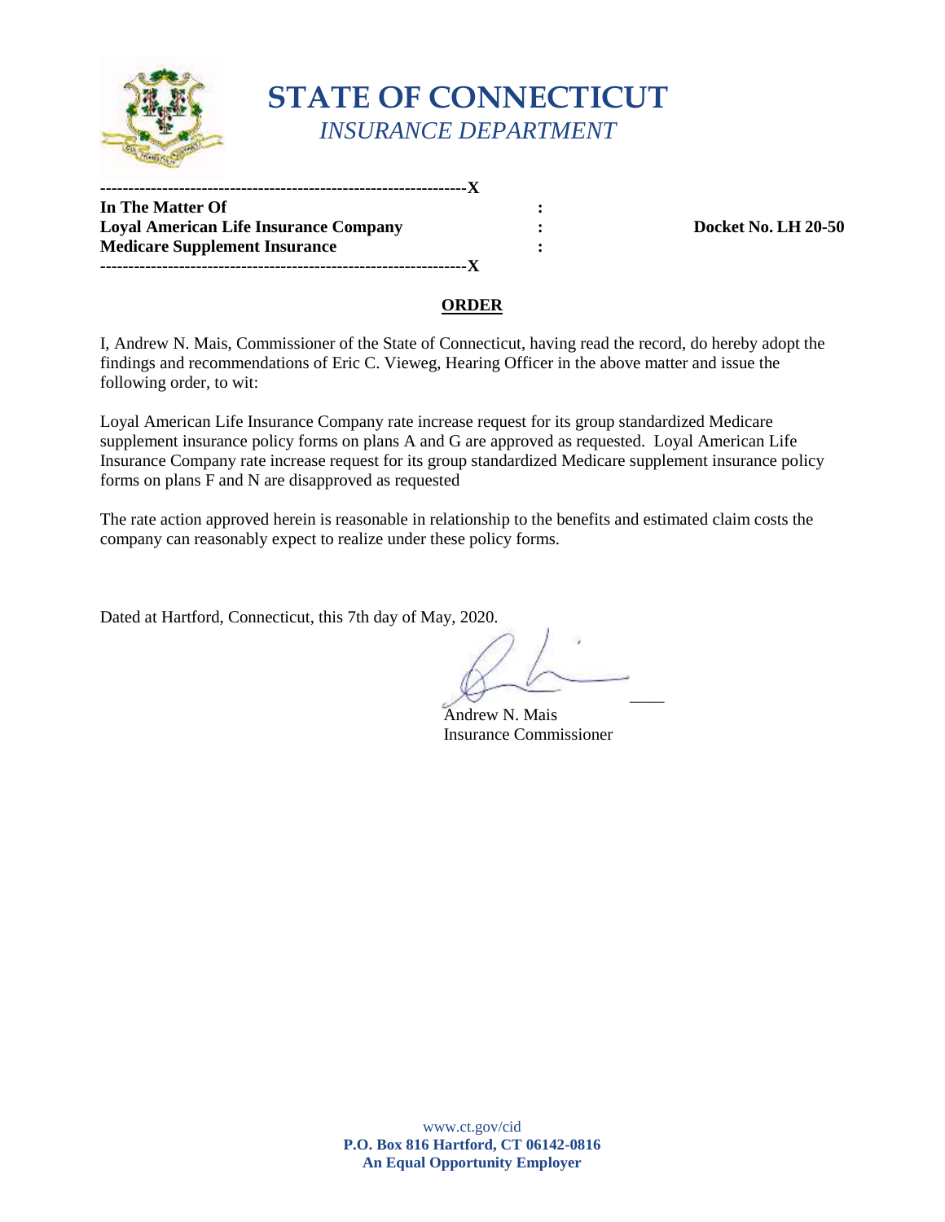# STATE OF CONNECTICUT

*INSURANCE DEPARTMENT*

---------------------------------------------------------------X

**In The Matter Of** :

**Loyal American Life Insurance Company** : **Docket No. LH 20-50**

**Medicare Supplement Insurance** :

---------------------------------------------------------------X

## ORDER

I, Andrew N. Mais, Commissioner of the State of Connecticut, having read the record, do hereby adopt the findings and recommendations of Eric C. Vieweg, Hearing Officer in the above matter and issue the following order, to wit:

Loyal American Life Insurance Company rate increase request for its group standardized Medicare supplement insurance policy forms on plans A and G are approved as requested. Loyal American Life Insurance Company rate increase request for its group standardized Medicare supplement insurance policy forms on plans F and N are disapproved as requested

The rate action approved herein is reasonable in relationship to the benefits and estimated claim costs the company can reasonably expect to realize under these policy forms.

Dated at Hartford, Connecticut, this 7th day of May, 2020.

Andrew N. Mais
Insurance Commissioner

www.ct.gov/cid
**P.O. Box 816 Hartford, CT 06142-0816**
**An Equal Opportunity Employer**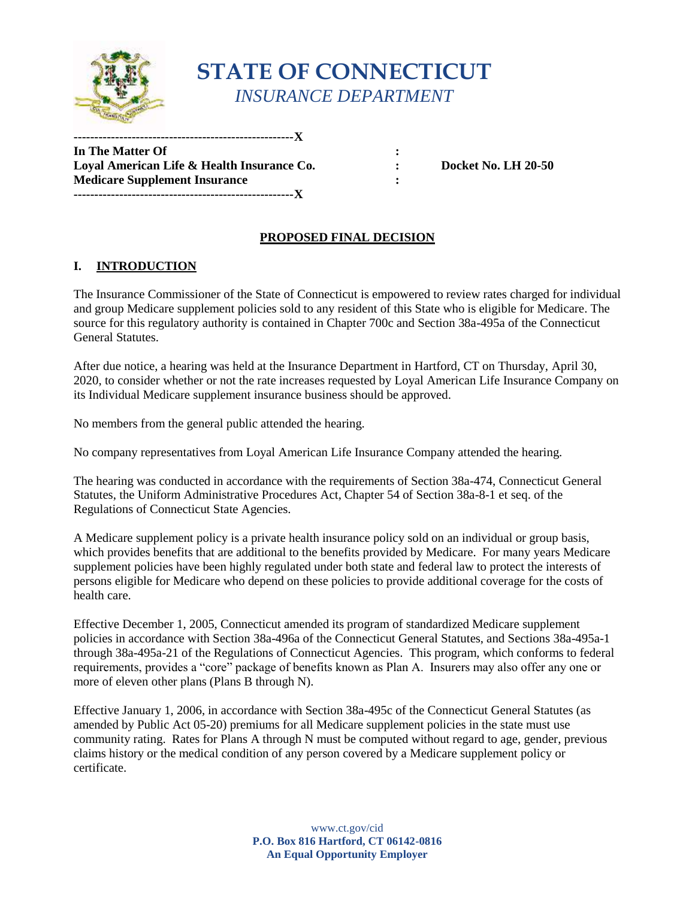# STATE OF CONNECTICUT

*INSURANCE DEPARTMENT*

```
----------------------------------------------------X
In The Matter Of                                          :
Loyal American Life & Health Insurance Co.                :     Docket No. LH 20-50
Medicare Supplement Insurance                             :
----------------------------------------------------X
```

## PROPOSED FINAL DECISION

## I. INTRODUCTION

The Insurance Commissioner of the State of Connecticut is empowered to review rates charged for individual and group Medicare supplement policies sold to any resident of this State who is eligible for Medicare. The source for this regulatory authority is contained in Chapter 700c and Section 38a-495a of the Connecticut General Statutes.

After due notice, a hearing was held at the Insurance Department in Hartford, CT on Thursday, April 30, 2020, to consider whether or not the rate increases requested by Loyal American Life Insurance Company on its Individual Medicare supplement insurance business should be approved.

No members from the general public attended the hearing.

No company representatives from Loyal American Life Insurance Company attended the hearing.

The hearing was conducted in accordance with the requirements of Section 38a-474, Connecticut General Statutes, the Uniform Administrative Procedures Act, Chapter 54 of Section 38a-8-1 et seq. of the Regulations of Connecticut State Agencies.

A Medicare supplement policy is a private health insurance policy sold on an individual or group basis, which provides benefits that are additional to the benefits provided by Medicare. For many years Medicare supplement policies have been highly regulated under both state and federal law to protect the interests of persons eligible for Medicare who depend on these policies to provide additional coverage for the costs of health care.

Effective December 1, 2005, Connecticut amended its program of standardized Medicare supplement policies in accordance with Section 38a-496a of the Connecticut General Statutes, and Sections 38a-495a-1 through 38a-495a-21 of the Regulations of Connecticut Agencies. This program, which conforms to federal requirements, provides a "core" package of benefits known as Plan A. Insurers may also offer any one or more of eleven other plans (Plans B through N).

Effective January 1, 2006, in accordance with Section 38a-495c of the Connecticut General Statutes (as amended by Public Act 05-20) premiums for all Medicare supplement policies in the state must use community rating. Rates for Plans A through N must be computed without regard to age, gender, previous claims history or the medical condition of any person covered by a Medicare supplement policy or certificate.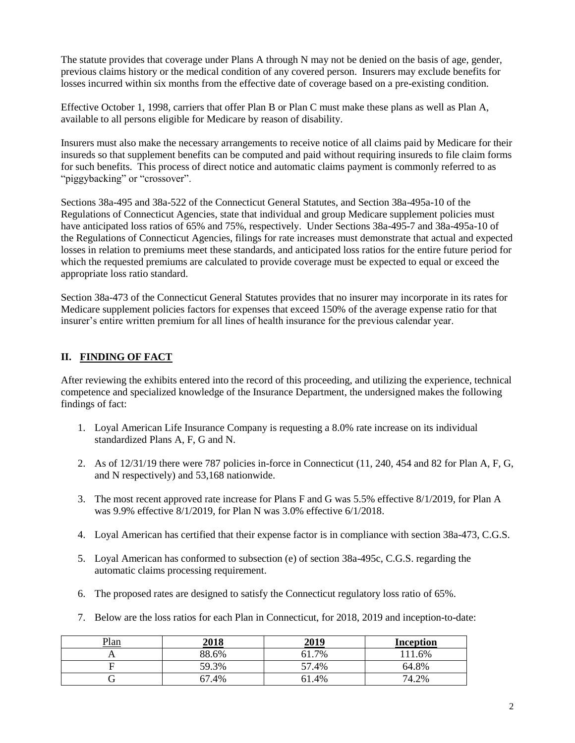The statute provides that coverage under Plans A through N may not be denied on the basis of age, gender, previous claims history or the medical condition of any covered person. Insurers may exclude benefits for losses incurred within six months from the effective date of coverage based on a pre-existing condition.

Effective October 1, 1998, carriers that offer Plan B or Plan C must make these plans as well as Plan A, available to all persons eligible for Medicare by reason of disability.

Insurers must also make the necessary arrangements to receive notice of all claims paid by Medicare for their insureds so that supplement benefits can be computed and paid without requiring insureds to file claim forms for such benefits. This process of direct notice and automatic claims payment is commonly referred to as "piggybacking" or "crossover".

Sections 38a-495 and 38a-522 of the Connecticut General Statutes, and Section 38a-495a-10 of the Regulations of Connecticut Agencies, state that individual and group Medicare supplement policies must have anticipated loss ratios of 65% and 75%, respectively. Under Sections 38a-495-7 and 38a-495a-10 of the Regulations of Connecticut Agencies, filings for rate increases must demonstrate that actual and expected losses in relation to premiums meet these standards, and anticipated loss ratios for the entire future period for which the requested premiums are calculated to provide coverage must be expected to equal or exceed the appropriate loss ratio standard.

Section 38a-473 of the Connecticut General Statutes provides that no insurer may incorporate in its rates for Medicare supplement policies factors for expenses that exceed 150% of the average expense ratio for that insurer's entire written premium for all lines of health insurance for the previous calendar year.

## II. FINDING OF FACT

After reviewing the exhibits entered into the record of this proceeding, and utilizing the experience, technical competence and specialized knowledge of the Insurance Department, the undersigned makes the following findings of fact:

1. Loyal American Life Insurance Company is requesting a 8.0% rate increase on its individual standardized Plans A, F, G and N.
2. As of 12/31/19 there were 787 policies in-force in Connecticut (11, 240, 454 and 82 for Plan A, F, G, and N respectively) and 53,168 nationwide.
3. The most recent approved rate increase for Plans F and G was 5.5% effective 8/1/2019, for Plan A was 9.9% effective 8/1/2019, for Plan N was 3.0% effective 6/1/2018.
4. Loyal American has certified that their expense factor is in compliance with section 38a-473, C.G.S.
5. Loyal American has conformed to subsection (e) of section 38a-495c, C.G.S. regarding the automatic claims processing requirement.
6. The proposed rates are designed to satisfy the Connecticut regulatory loss ratio of 65%.
7. Below are the loss ratios for each Plan in Connecticut, for 2018, 2019 and inception-to-date:

| Plan | 2018 | 2019 | Inception |
|---|---|---|---|
| A | 88.6% | 61.7% | 111.6% |
| F | 59.3% | 57.4% | 64.8% |
| G | 67.4% | 61.4% | 74.2% |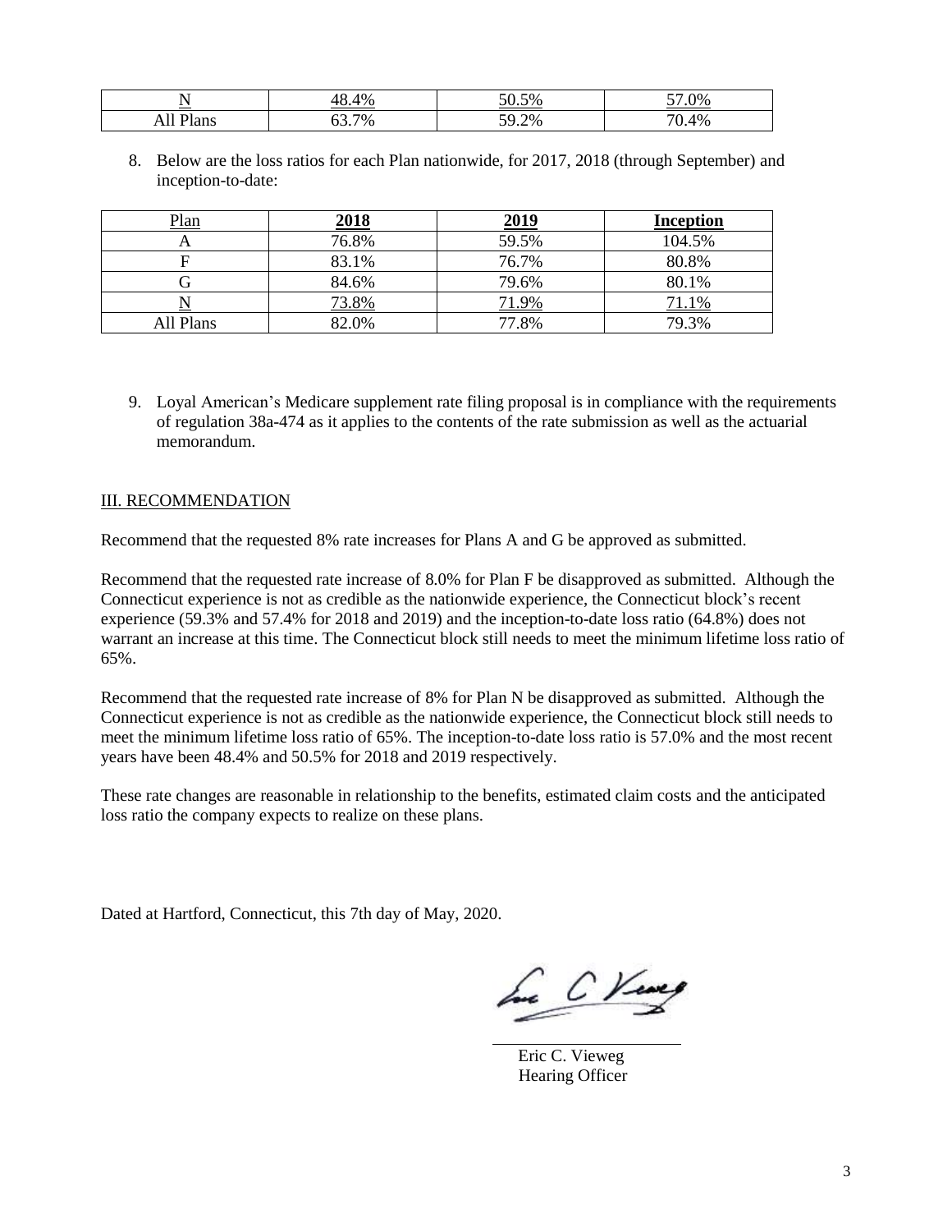| | | | |
|---|---|---|---|
| N | 48.4% | 50.5% | 57.0% |
| All Plans | 63.7% | 59.2% | 70.4% |

8. Below are the loss ratios for each Plan nationwide, for 2017, 2018 (through September) and inception-to-date:

| Plan | **2018** | **2019** | **Inception** |
|---|---|---|---|
| A | 76.8% | 59.5% | 104.5% |
| F | 83.1% | 76.7% | 80.8% |
| G | 84.6% | 79.6% | 80.1% |
| N | 73.8% | 71.9% | 71.1% |
| All Plans | 82.0% | 77.8% | 79.3% |

9. Loyal American's Medicare supplement rate filing proposal is in compliance with the requirements of regulation 38a-474 as it applies to the contents of the rate submission as well as the actuarial memorandum.

## III. RECOMMENDATION

Recommend that the requested 8% rate increases for Plans A and G be approved as submitted.

Recommend that the requested rate increase of 8.0% for Plan F be disapproved as submitted. Although the Connecticut experience is not as credible as the nationwide experience, the Connecticut block's recent experience (59.3% and 57.4% for 2018 and 2019) and the inception-to-date loss ratio (64.8%) does not warrant an increase at this time. The Connecticut block still needs to meet the minimum lifetime loss ratio of 65%.

Recommend that the requested rate increase of 8% for Plan N be disapproved as submitted. Although the Connecticut experience is not as credible as the nationwide experience, the Connecticut block still needs to meet the minimum lifetime loss ratio of 65%. The inception-to-date loss ratio is 57.0% and the most recent years have been 48.4% and 50.5% for 2018 and 2019 respectively.

These rate changes are reasonable in relationship to the benefits, estimated claim costs and the anticipated loss ratio the company expects to realize on these plans.

Dated at Hartford, Connecticut, this 7th day of May, 2020.

Eric C. Vieweg
Hearing Officer